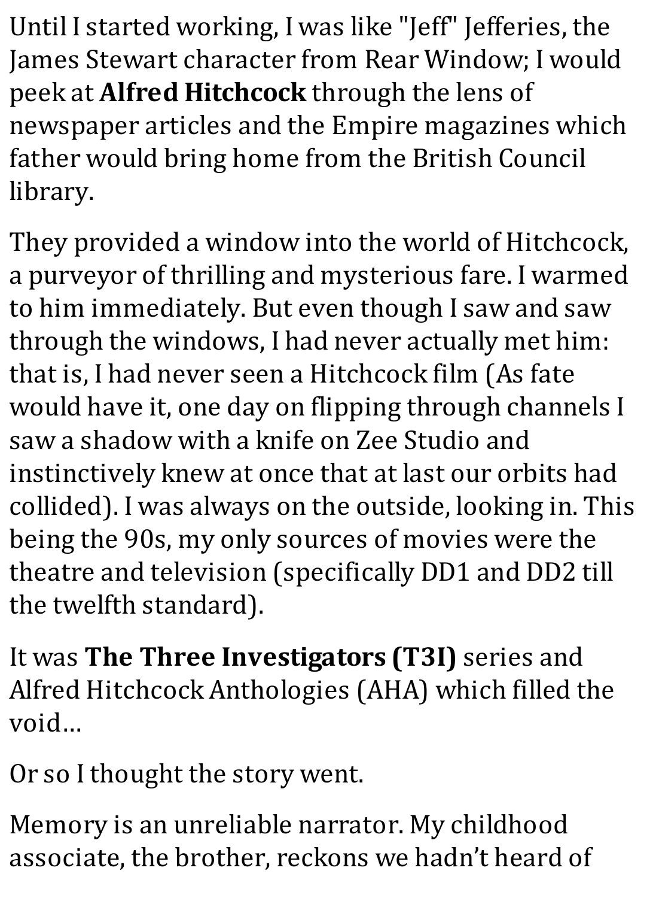Until I started working, I was like "Jeff" Jefferies, the James Stewart character from Rear Window; I would peek at **Alfred Hitchcock** through the lens of newspaper articles and the Empire magazines which father would bring home from the British Council library.

They provided a window into the world of Hitchcock, a purveyor of thrilling and mysterious fare. I warmed to him immediately. But even though I saw and saw through the windows, I had never actually met him: that is, I had never seen a Hitchcock film (As fate would have it, one day on flipping through channels I saw a shadow with a knife on Zee Studio and instinctively knew at once that at last our orbits had collided). I was always on the outside, looking in. This being the 90s, my only sources of movies were the theatre and television (specifically DD1 and DD2 till the twelfth standard).

It was **The Three Investigators (T3I)** series and Alfred Hitchcock Anthologies (AHA) which filled the void…

Or so I thought the story went.

Memory is an unreliable narrator. My childhood associate, the brother, reckons we hadn't heard of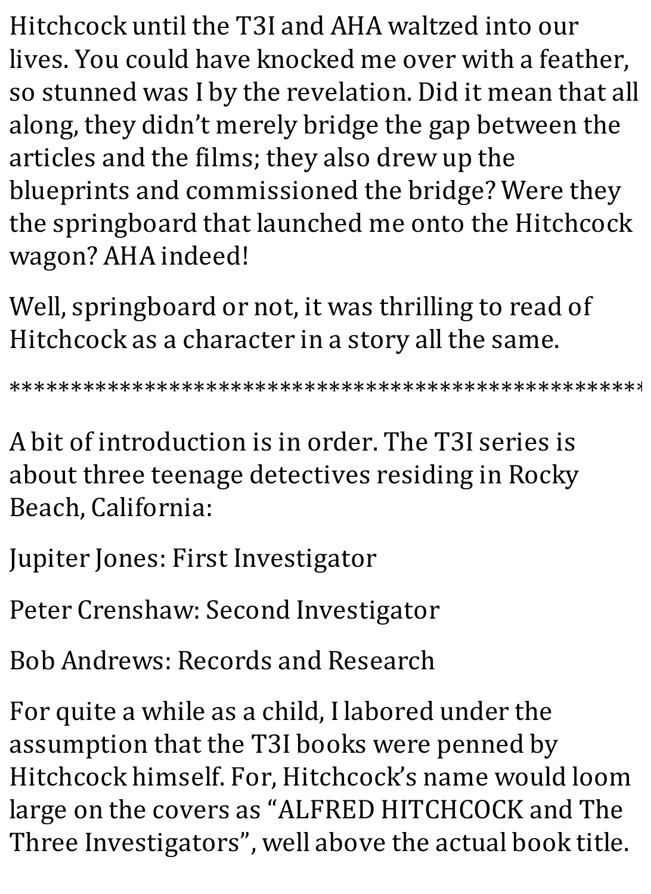Hitchcock until the T3I and AHA waltzed into our lives. You could have knocked me over with a feather, so stunned was I by the revelation. Did it mean that all along, they didn't merely bridge the gap between the articles and the films; they also drew up the blueprints and commissioned the bridge? Were they the springboard that launched me onto the Hitchcock wagon? AHA indeed!

Well, springboard or not, it was thrilling to read of Hitchcock as a character in a story all the same.

*****************************************************

A bit of introduction is in order. The T3I series is about three teenage detectives residing in Rocky Beach, California:

Jupiter Jones: First Investigator

Peter Crenshaw: Second Investigator

Bob Andrews: Records and Research

For quite a while as a child, I labored under the assumption that the T3I books were penned by Hitchcock himself. For, Hitchcock's name would loom large on the covers as "ALFRED HITCHCOCK and The Three Investigators", well above the actual book title.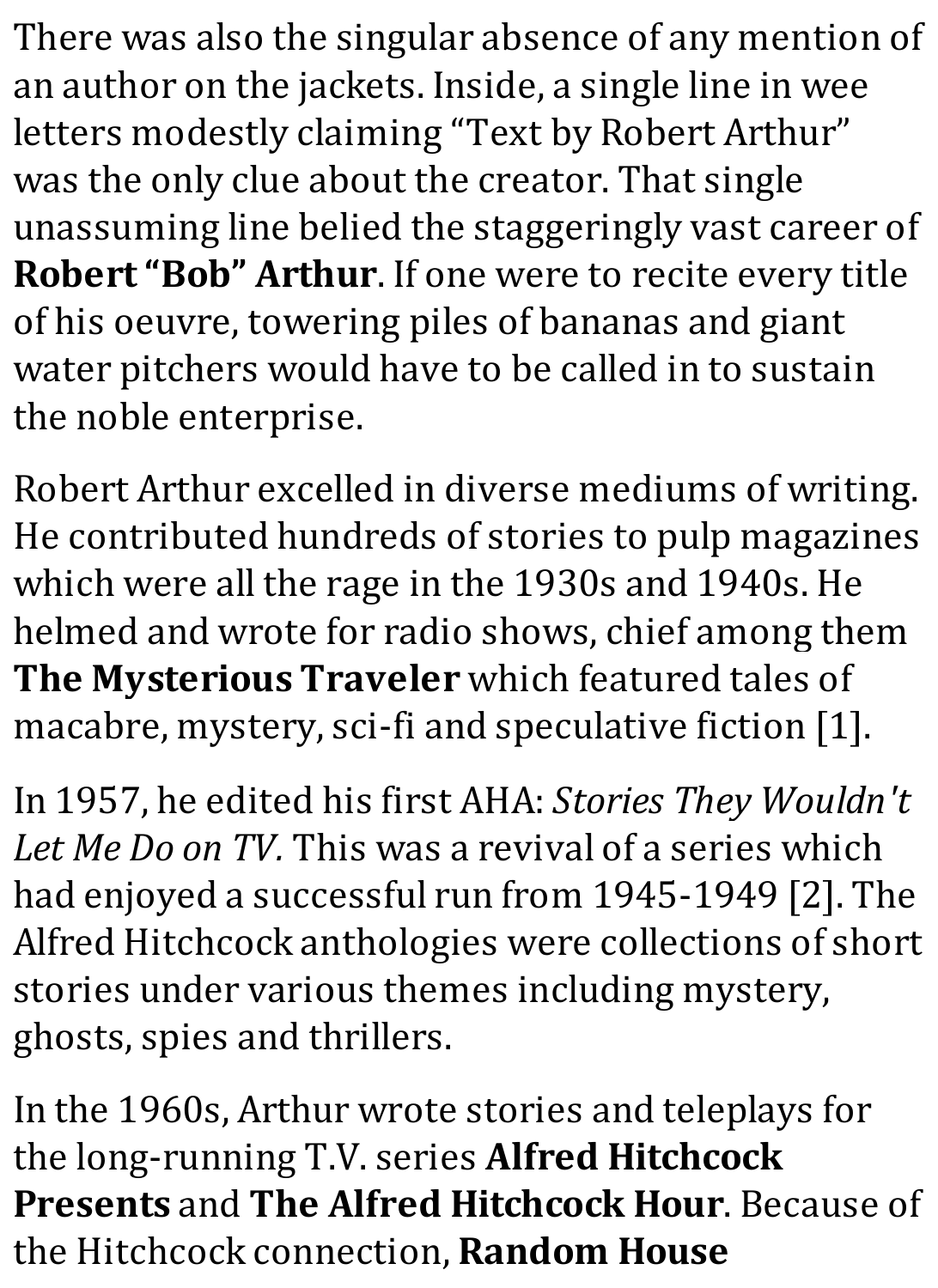There was also the singular absence of any mention of an author on the jackets. Inside, a single line in wee letters modestly claiming "Text by Robert Arthur" was the only clue about the creator. That single unassuming line belied the staggeringly vast career of **Robert "Bob" Arthur**. If one were to recite every title of his oeuvre, towering piles of bananas and giant water pitchers would have to be called in to sustain the noble enterprise.

Robert Arthur excelled in diverse mediums of writing. He contributed hundreds of stories to pulp magazines which were all the rage in the 1930s and 1940s. He helmed and wrote for radio shows, chief among them **The Mysterious Traveler** which featured tales of macabre, mystery, sci-fi and speculative fiction [1].

In 1957, he edited his first AHA: *Stories They Wouldn't Let Me Do on TV.* This was a revival of a series which had enjoyed a successful run from 1945-1949 [2]. The Alfred Hitchcock anthologies were collections of short stories under various themes including mystery, ghosts, spies and thrillers.

In the 1960s, Arthur wrote stories and teleplays for the long-running T.V. series **Alfred Hitchcock Presents** and **The Alfred Hitchcock Hour**. Because of the Hitchcock connection, **Random House**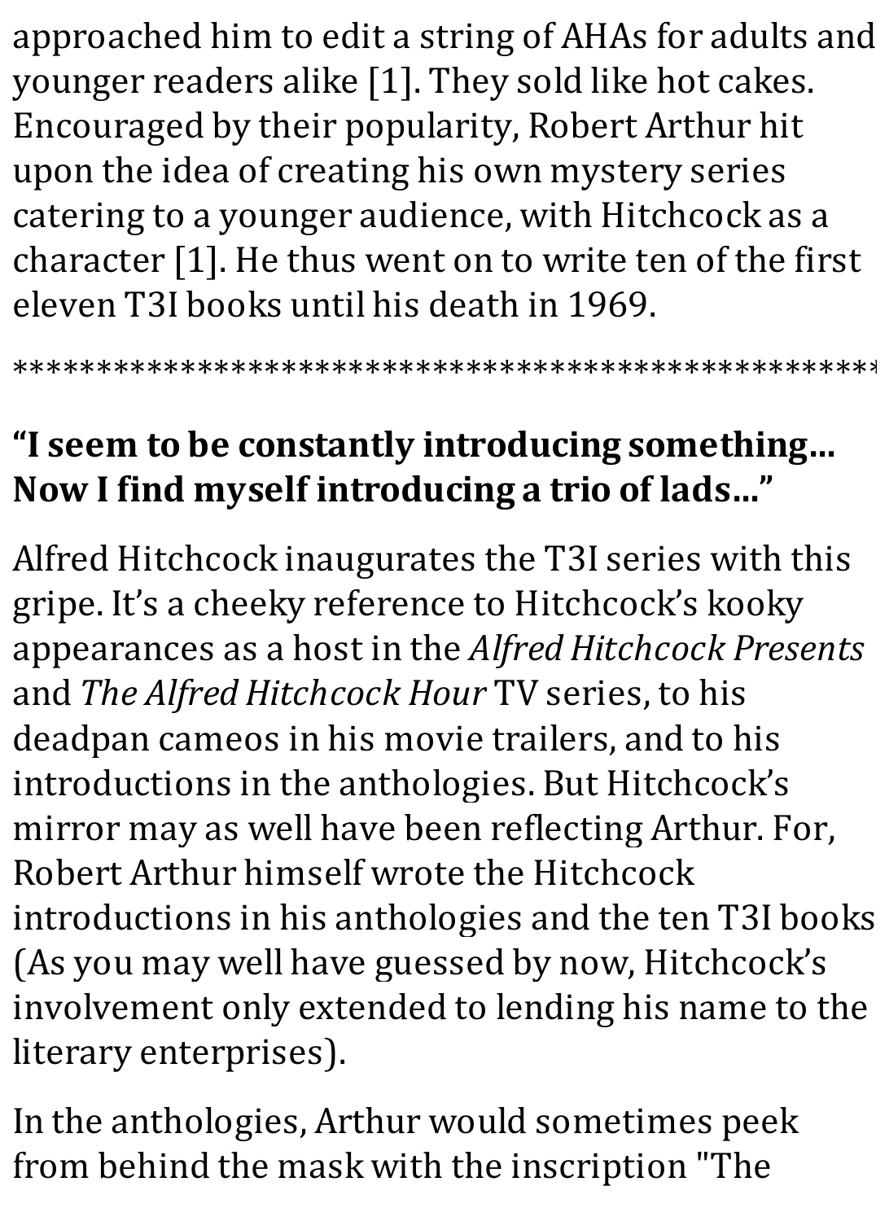approached him to edit a string of AHAs for adults and younger readers alike [1]. They sold like hot cakes. Encouraged by their popularity, Robert Arthur hit upon the idea of creating his own mystery series catering to a younger audience, with Hitchcock as a character [1]. He thus went on to write ten of the first eleven T3I books until his death in 1969.

*****************************************************

**“I seem to be constantly introducing something… Now I find myself introducing a trio of lads…”**

Alfred Hitchcock inaugurates the T3I series with this gripe. It’s a cheeky reference to Hitchcock’s kooky appearances as a host in the *Alfred Hitchcock Presents* and *The Alfred Hitchcock Hour* TV series, to his deadpan cameos in his movie trailers, and to his introductions in the anthologies. But Hitchcock’s mirror may as well have been reflecting Arthur. For, Robert Arthur himself wrote the Hitchcock introductions in his anthologies and the ten T3I books (As you may well have guessed by now, Hitchcock’s involvement only extended to lending his name to the literary enterprises).

In the anthologies, Arthur would sometimes peek from behind the mask with the inscription "The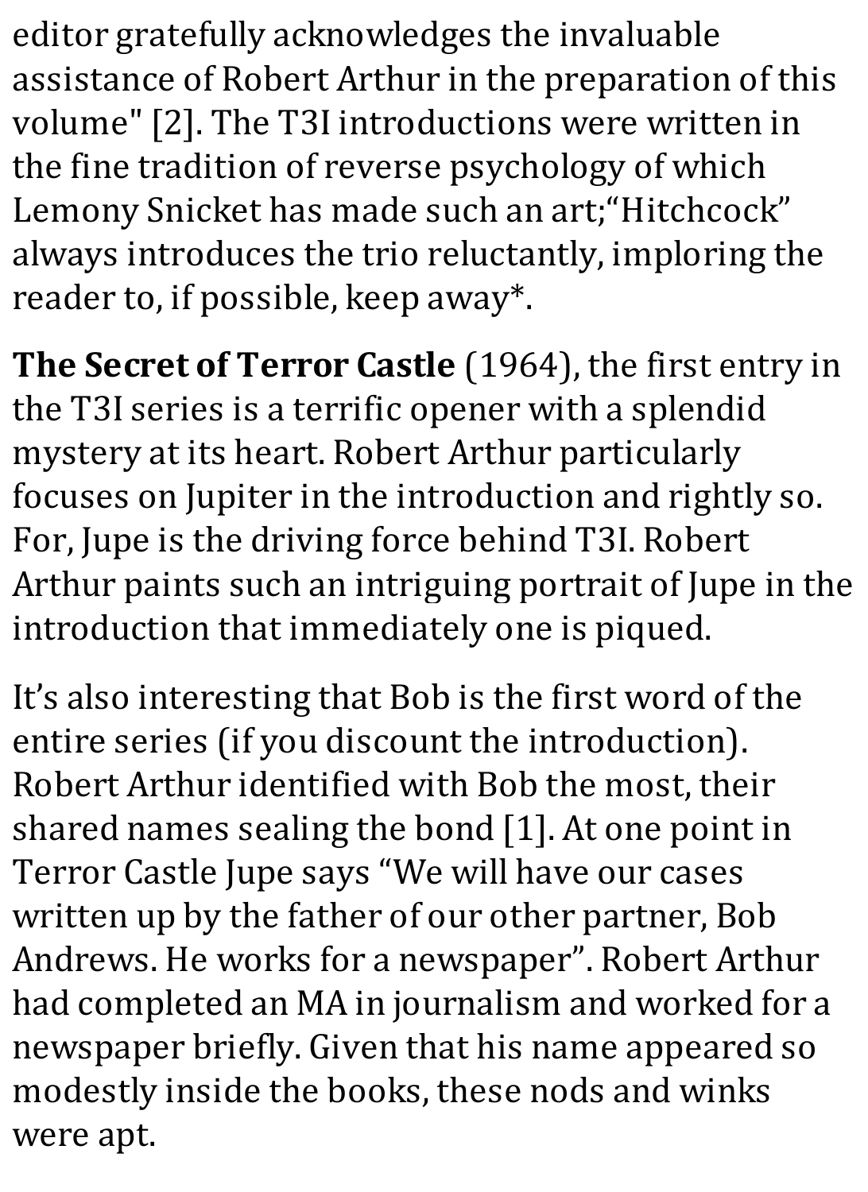editor gratefully acknowledges the invaluable assistance of Robert Arthur in the preparation of this volume" [2]. The T3I introductions were written in the fine tradition of reverse psychology of which Lemony Snicket has made such an art;"Hitchcock" always introduces the trio reluctantly, imploring the reader to, if possible, keep away*.

**The Secret of Terror Castle** (1964), the first entry in the T3I series is a terrific opener with a splendid mystery at its heart. Robert Arthur particularly focuses on Jupiter in the introduction and rightly so. For, Jupe is the driving force behind T3I. Robert Arthur paints such an intriguing portrait of Jupe in the introduction that immediately one is piqued.

It's also interesting that Bob is the first word of the entire series (if you discount the introduction). Robert Arthur identified with Bob the most, their shared names sealing the bond [1]. At one point in Terror Castle Jupe says "We will have our cases written up by the father of our other partner, Bob Andrews. He works for a newspaper". Robert Arthur had completed an MA in journalism and worked for a newspaper briefly. Given that his name appeared so modestly inside the books, these nods and winks were apt.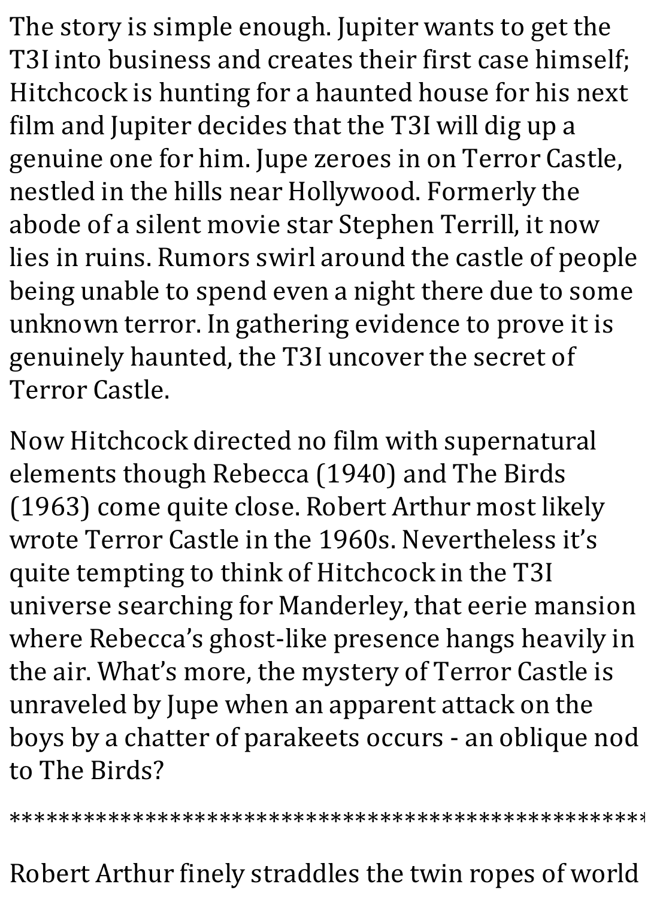The story is simple enough. Jupiter wants to get the T3I into business and creates their first case himself; Hitchcock is hunting for a haunted house for his next film and Jupiter decides that the T3I will dig up a genuine one for him. Jupe zeroes in on Terror Castle, nestled in the hills near Hollywood. Formerly the abode of a silent movie star Stephen Terrill, it now lies in ruins. Rumors swirl around the castle of people being unable to spend even a night there due to some unknown terror. In gathering evidence to prove it is genuinely haunted, the T3I uncover the secret of Terror Castle.

Now Hitchcock directed no film with supernatural elements though Rebecca (1940) and The Birds (1963) come quite close. Robert Arthur most likely wrote Terror Castle in the 1960s. Nevertheless it's quite tempting to think of Hitchcock in the T3I universe searching for Manderley, that eerie mansion where Rebecca's ghost-like presence hangs heavily in the air. What's more, the mystery of Terror Castle is unraveled by Jupe when an apparent attack on the boys by a chatter of parakeets occurs - an oblique nod to The Birds?

\*\*\*\*\*\*\*\*\*\*\*\*\*\*\*\*\*\*\*\*\*\*\*\*\*\*\*\*\*\*\*\*\*\*\*\*\*\*\*\*\*\*\*\*\*\*\*\*\*\*\*\*

Robert Arthur finely straddles the twin ropes of world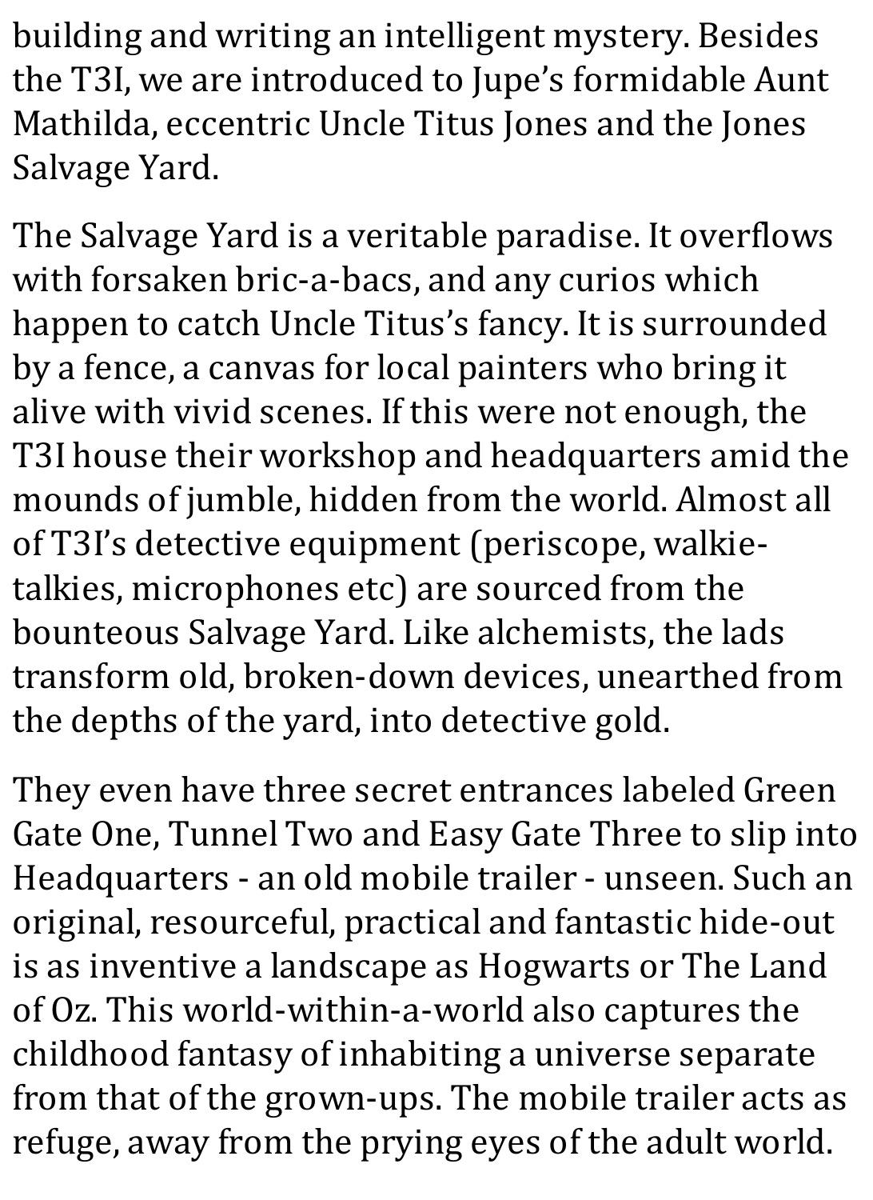building and writing an intelligent mystery. Besides the T3I, we are introduced to Jupe's formidable Aunt Mathilda, eccentric Uncle Titus Jones and the Jones Salvage Yard.

The Salvage Yard is a veritable paradise. It overflows with forsaken bric-a-bacs, and any curios which happen to catch Uncle Titus's fancy. It is surrounded by a fence, a canvas for local painters who bring it alive with vivid scenes. If this were not enough, the T3I house their workshop and headquarters amid the mounds of jumble, hidden from the world. Almost all of T3I's detective equipment (periscope, walkie-talkies, microphones etc) are sourced from the bounteous Salvage Yard. Like alchemists, the lads transform old, broken-down devices, unearthed from the depths of the yard, into detective gold.

They even have three secret entrances labeled Green Gate One, Tunnel Two and Easy Gate Three to slip into Headquarters - an old mobile trailer - unseen. Such an original, resourceful, practical and fantastic hide-out is as inventive a landscape as Hogwarts or The Land of Oz. This world-within-a-world also captures the childhood fantasy of inhabiting a universe separate from that of the grown-ups. The mobile trailer acts as refuge, away from the prying eyes of the adult world.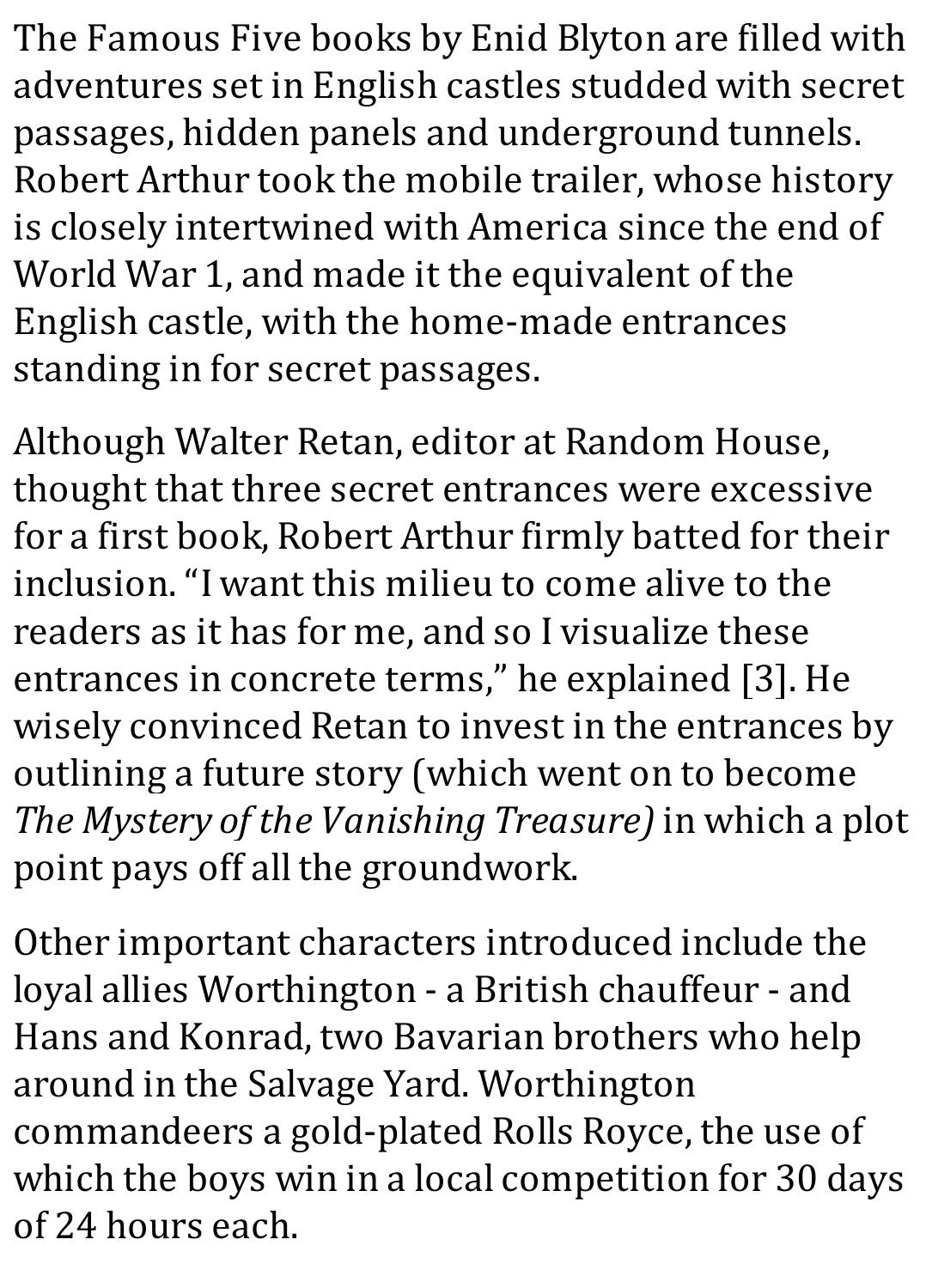The Famous Five books by Enid Blyton are filled with adventures set in English castles studded with secret passages, hidden panels and underground tunnels. Robert Arthur took the mobile trailer, whose history is closely intertwined with America since the end of World War 1, and made it the equivalent of the English castle, with the home-made entrances standing in for secret passages.

Although Walter Retan, editor at Random House, thought that three secret entrances were excessive for a first book, Robert Arthur firmly batted for their inclusion. “I want this milieu to come alive to the readers as it has for me, and so I visualize these entrances in concrete terms,” he explained [3]. He wisely convinced Retan to invest in the entrances by outlining a future story (which went on to become *The Mystery of the Vanishing Treasure)* in which a plot point pays off all the groundwork.

Other important characters introduced include the loyal allies Worthington - a British chauffeur - and Hans and Konrad, two Bavarian brothers who help around in the Salvage Yard. Worthington commandeers a gold-plated Rolls Royce, the use of which the boys win in a local competition for 30 days of 24 hours each.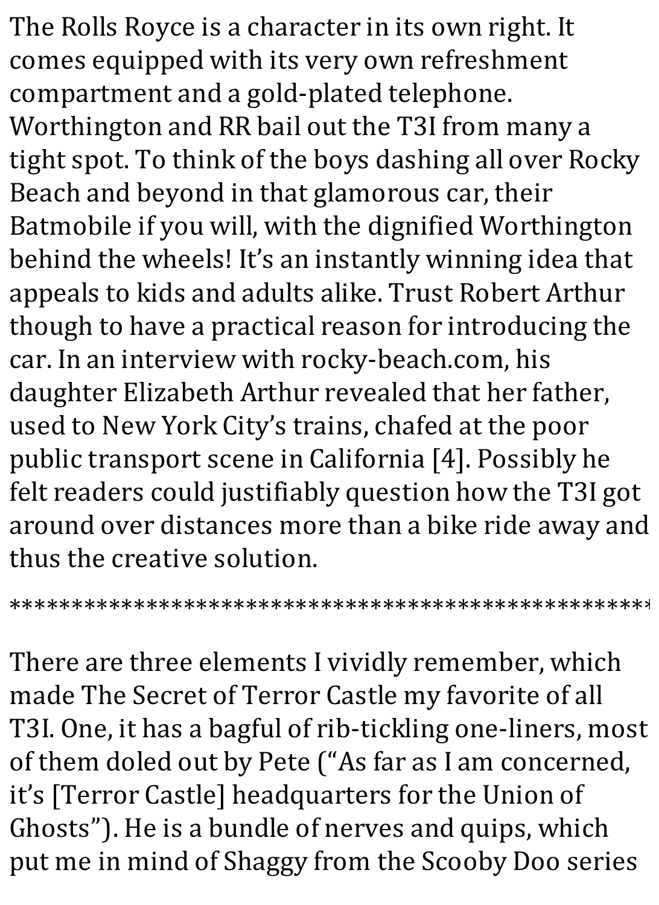The Rolls Royce is a character in its own right. It comes equipped with its very own refreshment compartment and a gold-plated telephone. Worthington and RR bail out the T3I from many a tight spot. To think of the boys dashing all over Rocky Beach and beyond in that glamorous car, their Batmobile if you will, with the dignified Worthington behind the wheels! It's an instantly winning idea that appeals to kids and adults alike. Trust Robert Arthur though to have a practical reason for introducing the car. In an interview with rocky-beach.com, his daughter Elizabeth Arthur revealed that her father, used to New York City's trains, chafed at the poor public transport scene in California [4]. Possibly he felt readers could justifiably question how the T3I got around over distances more than a bike ride away and thus the creative solution.

*****************************************************

There are three elements I vividly remember, which made The Secret of Terror Castle my favorite of all T3I. One, it has a bagful of rib-tickling one-liners, most of them doled out by Pete ("As far as I am concerned, it's [Terror Castle] headquarters for the Union of Ghosts"). He is a bundle of nerves and quips, which put me in mind of Shaggy from the Scooby Doo series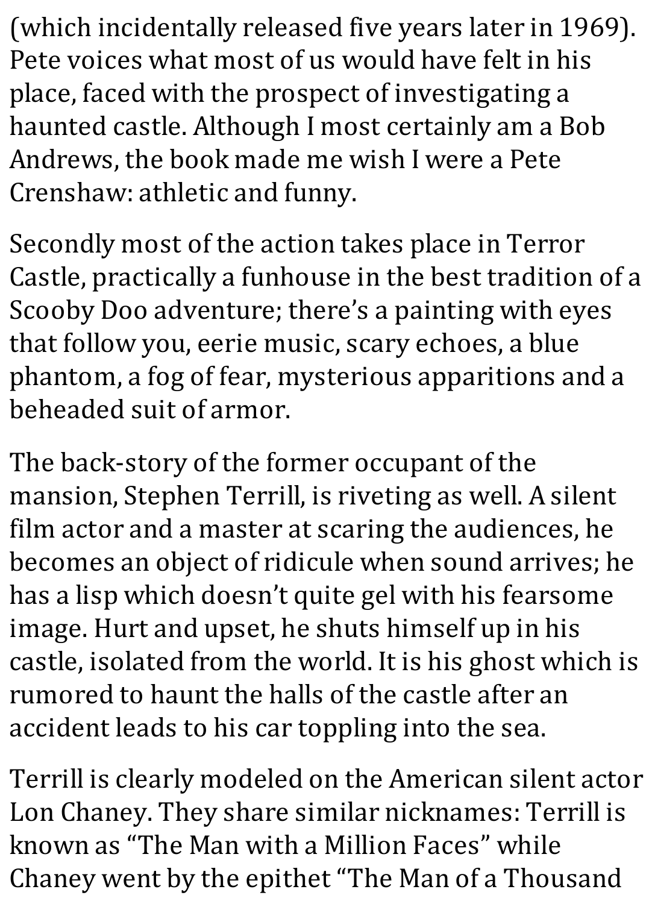(which incidentally released five years later in 1969). Pete voices what most of us would have felt in his place, faced with the prospect of investigating a haunted castle. Although I most certainly am a Bob Andrews, the book made me wish I were a Pete Crenshaw: athletic and funny.

Secondly most of the action takes place in Terror Castle, practically a funhouse in the best tradition of a Scooby Doo adventure; there's a painting with eyes that follow you, eerie music, scary echoes, a blue phantom, a fog of fear, mysterious apparitions and a beheaded suit of armor.

The back-story of the former occupant of the mansion, Stephen Terrill, is riveting as well. A silent film actor and a master at scaring the audiences, he becomes an object of ridicule when sound arrives; he has a lisp which doesn't quite gel with his fearsome image. Hurt and upset, he shuts himself up in his castle, isolated from the world. It is his ghost which is rumored to haunt the halls of the castle after an accident leads to his car toppling into the sea.

Terrill is clearly modeled on the American silent actor Lon Chaney. They share similar nicknames: Terrill is known as "The Man with a Million Faces" while Chaney went by the epithet "The Man of a Thousand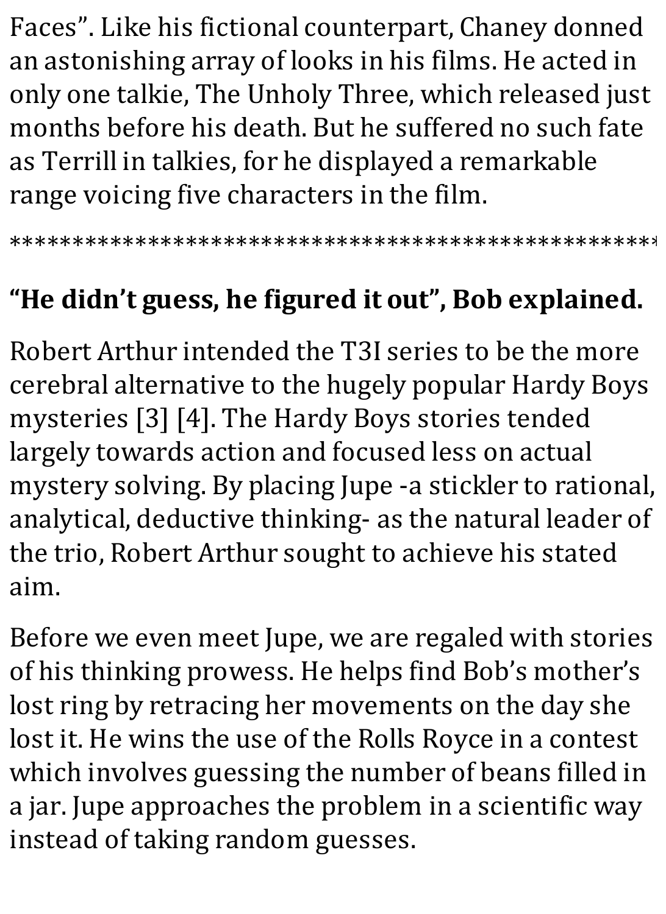Faces". Like his fictional counterpart, Chaney donned an astonishing array of looks in his films. He acted in only one talkie, The Unholy Three, which released just months before his death. But he suffered no such fate as Terrill in talkies, for he displayed a remarkable range voicing five characters in the film.

*****************************************************

**"He didn't guess, he figured it out", Bob explained.**

Robert Arthur intended the T3I series to be the more cerebral alternative to the hugely popular Hardy Boys mysteries [3] [4]. The Hardy Boys stories tended largely towards action and focused less on actual mystery solving. By placing Jupe -a stickler to rational, analytical, deductive thinking- as the natural leader of the trio, Robert Arthur sought to achieve his stated aim.

Before we even meet Jupe, we are regaled with stories of his thinking prowess. He helps find Bob's mother's lost ring by retracing her movements on the day she lost it. He wins the use of the Rolls Royce in a contest which involves guessing the number of beans filled in a jar. Jupe approaches the problem in a scientific way instead of taking random guesses.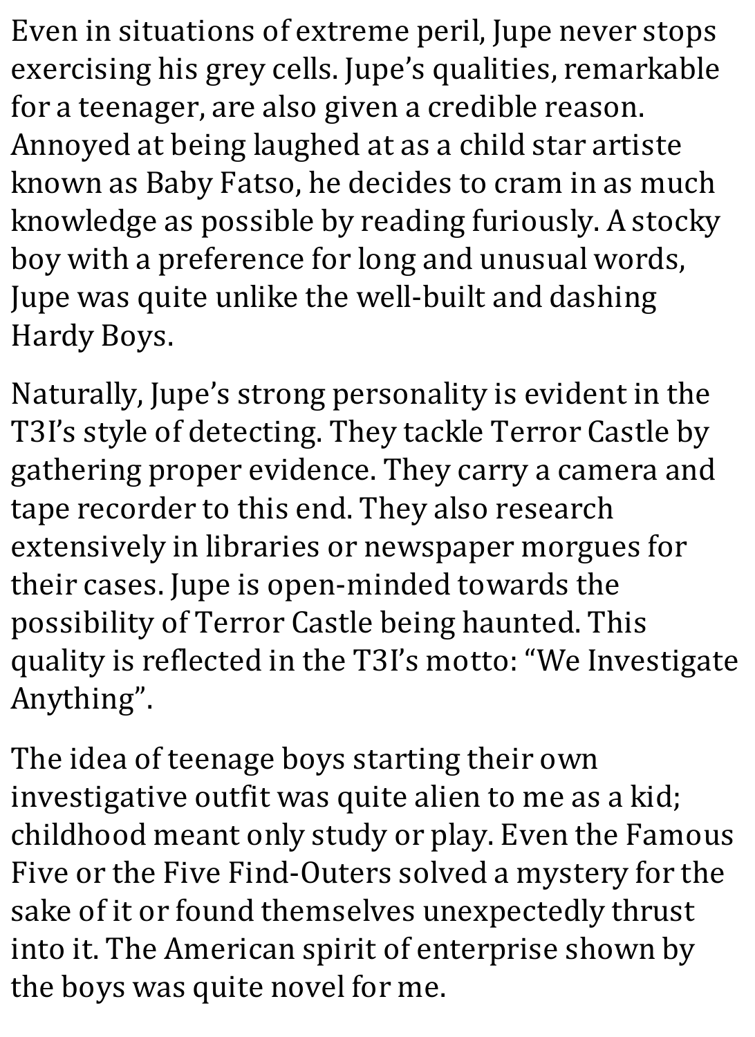Even in situations of extreme peril, Jupe never stops exercising his grey cells. Jupe's qualities, remarkable for a teenager, are also given a credible reason. Annoyed at being laughed at as a child star artiste known as Baby Fatso, he decides to cram in as much knowledge as possible by reading furiously. A stocky boy with a preference for long and unusual words, Jupe was quite unlike the well-built and dashing Hardy Boys.

Naturally, Jupe's strong personality is evident in the T3I's style of detecting. They tackle Terror Castle by gathering proper evidence. They carry a camera and tape recorder to this end. They also research extensively in libraries or newspaper morgues for their cases. Jupe is open-minded towards the possibility of Terror Castle being haunted. This quality is reflected in the T3I's motto: "We Investigate Anything".

The idea of teenage boys starting their own investigative outfit was quite alien to me as a kid; childhood meant only study or play. Even the Famous Five or the Five Find-Outers solved a mystery for the sake of it or found themselves unexpectedly thrust into it. The American spirit of enterprise shown by the boys was quite novel for me.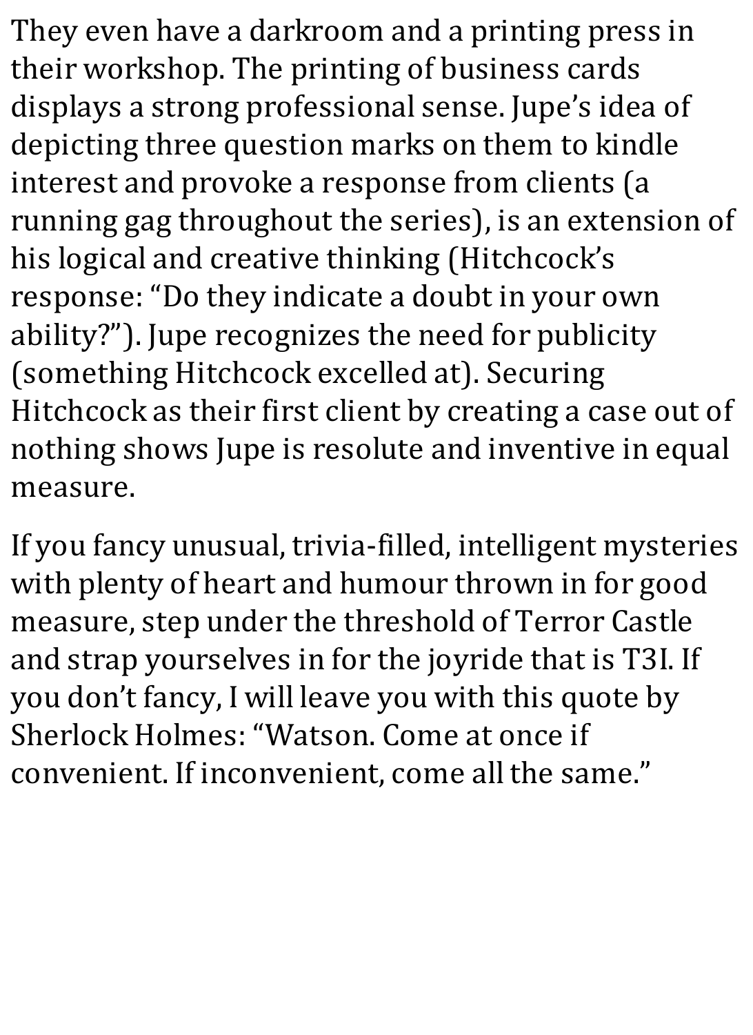They even have a darkroom and a printing press in their workshop. The printing of business cards displays a strong professional sense. Jupe's idea of depicting three question marks on them to kindle interest and provoke a response from clients (a running gag throughout the series), is an extension of his logical and creative thinking (Hitchcock's response: "Do they indicate a doubt in your own ability?"). Jupe recognizes the need for publicity (something Hitchcock excelled at). Securing Hitchcock as their first client by creating a case out of nothing shows Jupe is resolute and inventive in equal measure.

If you fancy unusual, trivia-filled, intelligent mysteries with plenty of heart and humour thrown in for good measure, step under the threshold of Terror Castle and strap yourselves in for the joyride that is T3I. If you don't fancy, I will leave you with this quote by Sherlock Holmes: "Watson. Come at once if convenient. If inconvenient, come all the same."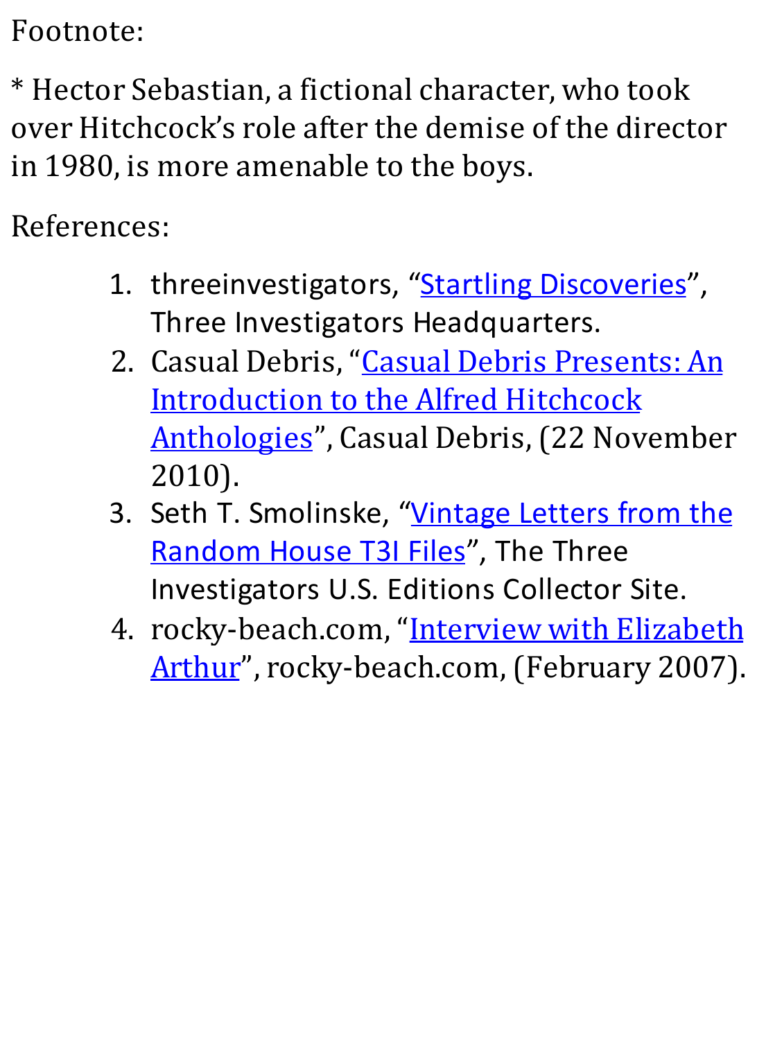Footnote:

* Hector Sebastian, a fictional character, who took over Hitchcock's role after the demise of the director in 1980, is more amenable to the boys.

References:

1. threeinvestigators, "Startling Discoveries", Three Investigators Headquarters.
2. Casual Debris, "Casual Debris Presents: An Introduction to the Alfred Hitchcock Anthologies", Casual Debris, (22 November 2010).
3. Seth T. Smolinske, "Vintage Letters from the Random House T3I Files", The Three Investigators U.S. Editions Collector Site.
4. rocky-beach.com, "Interview with Elizabeth Arthur", rocky-beach.com, (February 2007).